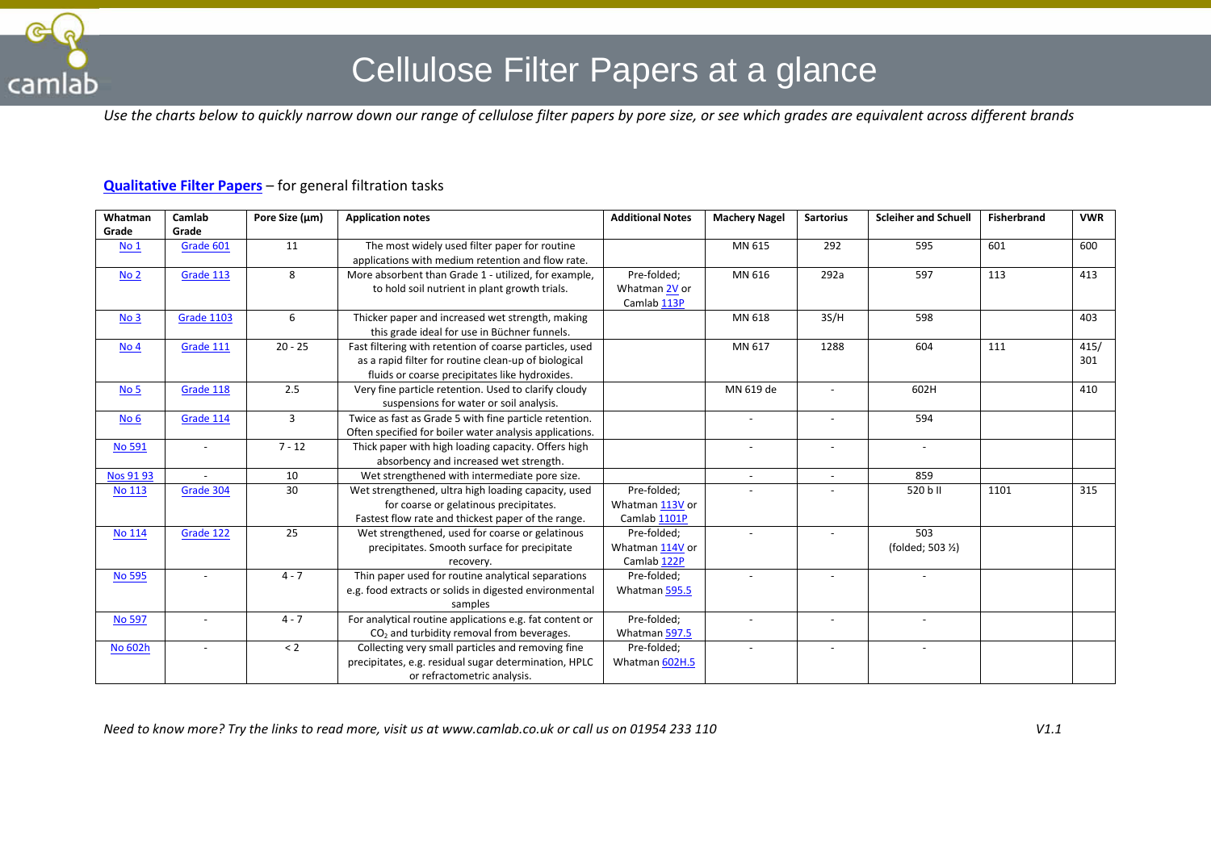# Cellulose Filter Papers at a glance

*Use the charts below to quickly narrow down our range of cellulose filter papers by pore size, or see which grades are equivalent across different brands*

**Qualitative Filter Papers** – for general filtration tasks

| Whatman Grade | Camlab Grade | Pore Size (µm) | Application notes | Additional Notes | Machery Nagel | Sartorius | Scleiher and Schuell | Fisherbrand | VWR |
|---|---|---|---|---|---|---|---|---|---|
| No 1 | Grade 601 | 11 | The most widely used filter paper for routine applications with medium retention and flow rate. | | MN 615 | 292 | 595 | 601 | 600 |
| No 2 | Grade 113 | 8 | More absorbent than Grade 1 - utilized, for example, to hold soil nutrient in plant growth trials. | Pre-folded; Whatman 2V or Camlab 113P | MN 616 | 292a | 597 | 113 | 413 |
| No 3 | Grade 1103 | 6 | Thicker paper and increased wet strength, making this grade ideal for use in Büchner funnels. | | MN 618 | 3S/H | 598 | | 403 |
| No 4 | Grade 111 | 20 - 25 | Fast filtering with retention of coarse particles, used as a rapid filter for routine clean-up of biological fluids or coarse precipitates like hydroxides. | | MN 617 | 1288 | 604 | 111 | 415/ 301 |
| No 5 | Grade 118 | 2.5 | Very fine particle retention. Used to clarify cloudy suspensions for water or soil analysis. | | MN 619 de | - | 602H | | 410 |
| No 6 | Grade 114 | 3 | Twice as fast as Grade 5 with fine particle retention. Often specified for boiler water analysis applications. | | - | - | 594 | | |
| No 591 | - | 7 - 12 | Thick paper with high loading capacity. Offers high absorbency and increased wet strength. | | - | - | - | | |
| Nos 91 93 | - | 10 | Wet strengthened with intermediate pore size. | | - | - | 859 | | |
| No 113 | Grade 304 | 30 | Wet strengthened, ultra high loading capacity, used for coarse or gelatinous precipitates. Fastest flow rate and thickest paper of the range. | Pre-folded; Whatman 113V or Camlab 1101P | - | - | 520 b II | 1101 | 315 |
| No 114 | Grade 122 | 25 | Wet strengthened, used for coarse or gelatinous precipitates. Smooth surface for precipitate recovery. | Pre-folded; Whatman 114V or Camlab 122P | - | - | 503 (folded; 503 ½) | | |
| No 595 | - | 4 - 7 | Thin paper used for routine analytical separations e.g. food extracts or solids in digested environmental samples | Pre-folded; Whatman 595.5 | - | - | - | | |
| No 597 | - | 4 - 7 | For analytical routine applications e.g. fat content or $CO_2$ and turbidity removal from beverages. | Pre-folded; Whatman 597.5 | - | - | - | | |
| No 602h | - | < 2 | Collecting very small particles and removing fine precipitates, e.g. residual sugar determination, HPLC or refractometric analysis. | Pre-folded; Whatman 602H.5 | - | - | - | | |

*Need to know more? Try the links to read more, visit us at www.camlab.co.uk or call us on 01954 233 110*

*V1.1*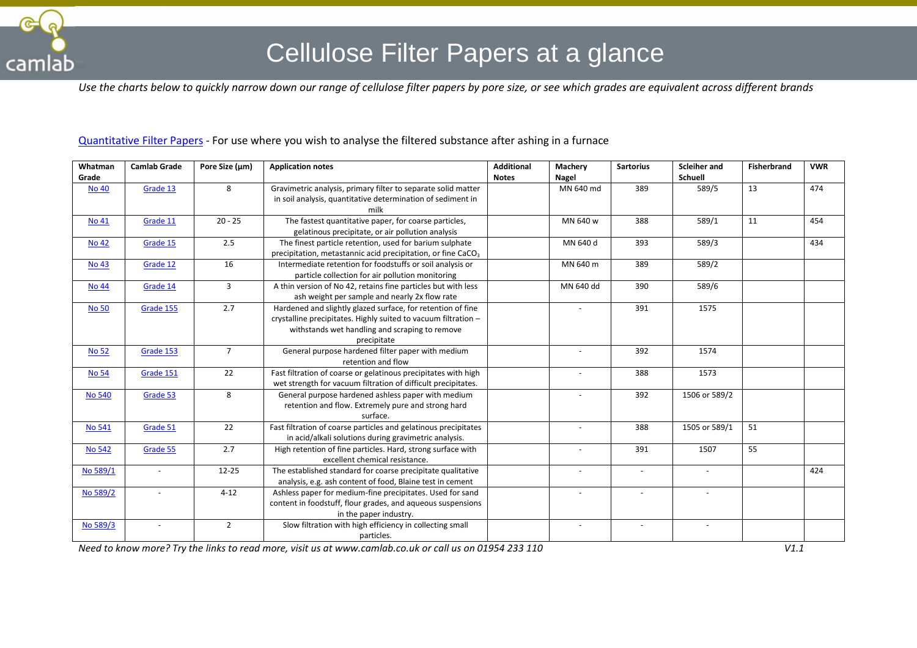# Cellulose Filter Papers at a glance

*Use the charts below to quickly narrow down our range of cellulose filter papers by pore size, or see which grades are equivalent across different brands*

Quantitative Filter Papers - For use where you wish to analyse the filtered substance after ashing in a furnace

| Whatman Grade | Camlab Grade | Pore Size (µm) | Application notes | Additional Notes | Machery Nagel | Sartorius | Scleiher and Schuell | Fisherbrand | VWR |
|---|---|---|---|---|---|---|---|---|---|
| No 40 | Grade 13 | 8 | Gravimetric analysis, primary filter to separate solid matter in soil analysis, quantitative determination of sediment in milk | | MN 640 md | 389 | 589/5 | 13 | 474 |
| No 41 | Grade 11 | 20 - 25 | The fastest quantitative paper, for coarse particles, gelatinous precipitate, or air pollution analysis | | MN 640 w | 388 | 589/1 | 11 | 454 |
| No 42 | Grade 15 | 2.5 | The finest particle retention, used for barium sulphate precipitation, metastannic acid precipitation, or fine $CaCO_3$ | | MN 640 d | 393 | 589/3 | | 434 |
| No 43 | Grade 12 | 16 | Intermediate retention for foodstuffs or soil analysis or particle collection for air pollution monitoring | | MN 640 m | 389 | 589/2 | | |
| No 44 | Grade 14 | 3 | A thin version of No 42, retains fine particles but with less ash weight per sample and nearly 2x flow rate | | MN 640 dd | 390 | 589/6 | | |
| No 50 | Grade 155 | 2.7 | Hardened and slightly glazed surface, for retention of fine crystalline precipitates. Highly suited to vacuum filtration – withstands wet handling and scraping to remove precipitate | | - | 391 | 1575 | | |
| No 52 | Grade 153 | 7 | General purpose hardened filter paper with medium retention and flow | | - | 392 | 1574 | | |
| No 54 | Grade 151 | 22 | Fast filtration of coarse or gelatinous precipitates with high wet strength for vacuum filtration of difficult precipitates. | | - | 388 | 1573 | | |
| No 540 | Grade 53 | 8 | General purpose hardened ashless paper with medium retention and flow. Extremely pure and strong hard surface. | | - | 392 | 1506 or 589/2 | | |
| No 541 | Grade 51 | 22 | Fast filtration of coarse particles and gelatinous precipitates in acid/alkali solutions during gravimetric analysis. | | - | 388 | 1505 or 589/1 | 51 | |
| No 542 | Grade 55 | 2.7 | High retention of fine particles. Hard, strong surface with excellent chemical resistance. | | - | 391 | 1507 | 55 | |
| No 589/1 | - | 12-25 | The established standard for coarse precipitate qualitative analysis, e.g. ash content of food, Blaine test in cement | | - | - | - | | 424 |
| No 589/2 | - | 4-12 | Ashless paper for medium-fine precipitates. Used for sand content in foodstuff, flour grades, and aqueous suspensions in the paper industry. | | - | - | - | | |
| No 589/3 | - | 2 | Slow filtration with high efficiency in collecting small particles. | | - | - | - | | |

*Need to know more? Try the links to read more, visit us at www.camlab.co.uk or call us on 01954 233 110*

*V1.1*